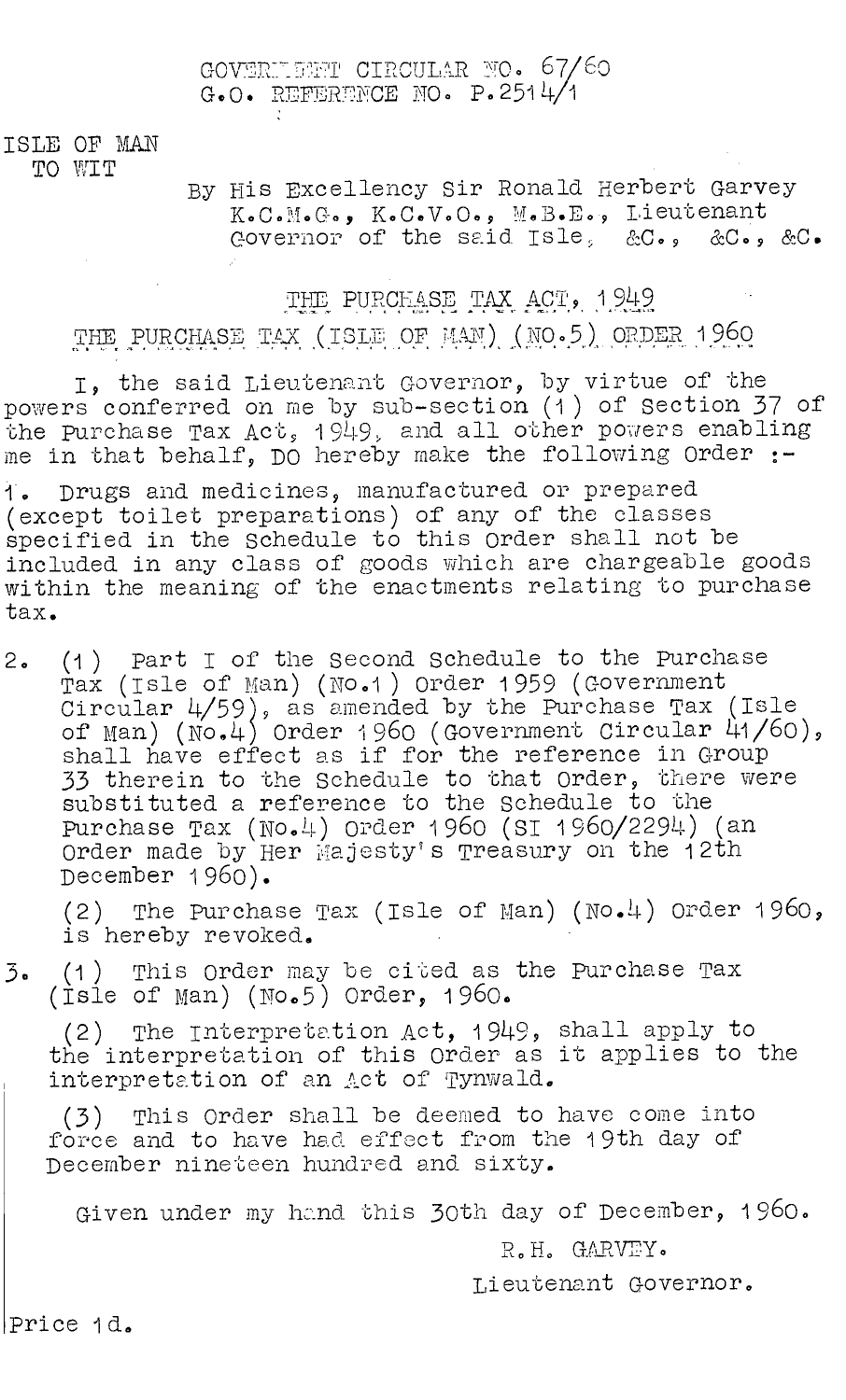GOVERNMENT CIRCULAR NO. 67/60
G.O. REFERENCE NO. P.2514/1

ISLE OF MAN
TO WIT

By His Excellency Sir Ronald Herbert Garvey K.C.M.G., K.C.V.O., M.B.E., Lieutenant Governor of the said Isle, &C., &C., &C.

## THE PURCHASE TAX ACT, 1949

## THE PURCHASE TAX (ISLE OF MAN) (NO.5) ORDER 1960

I, the said Lieutenant Governor, by virtue of the powers conferred on me by sub-section (1) of Section 37 of the Purchase Tax Act, 1949, and all other powers enabling me in that behalf, DO hereby make the following Order :-

1. Drugs and medicines, manufactured or prepared (except toilet preparations) of any of the classes specified in the Schedule to this Order shall not be included in any class of goods which are chargeable goods within the meaning of the enactments relating to purchase tax.

2. (1) Part I of the Second Schedule to the Purchase Tax (Isle of Man) (No.1) Order 1959 (Government Circular 4/59), as amended by the Purchase Tax (Isle of Man) (No.4) Order 1960 (Government Circular 41/60), shall have effect as if for the reference in Group 33 therein to the Schedule to that Order, there were substituted a reference to the Schedule to the Purchase Tax (No.4) Order 1960 (SI 1960/2294) (an Order made by Her Majesty's Treasury on the 12th December 1960).

   (2) The Purchase Tax (Isle of Man) (No.4) Order 1960, is hereby revoked.

3. (1) This Order may be cited as the Purchase Tax (Isle of Man) (No.5) Order, 1960.

   (2) The Interpretation Act, 1949, shall apply to the interpretation of this Order as it applies to the interpretation of an Act of Tynwald.

   (3) This Order shall be deemed to have come into force and to have had effect from the 19th day of December nineteen hundred and sixty.

Given under my hand this 30th day of December, 1960.

R.H. GARVEY.

Lieutenant Governor.

Price 1d.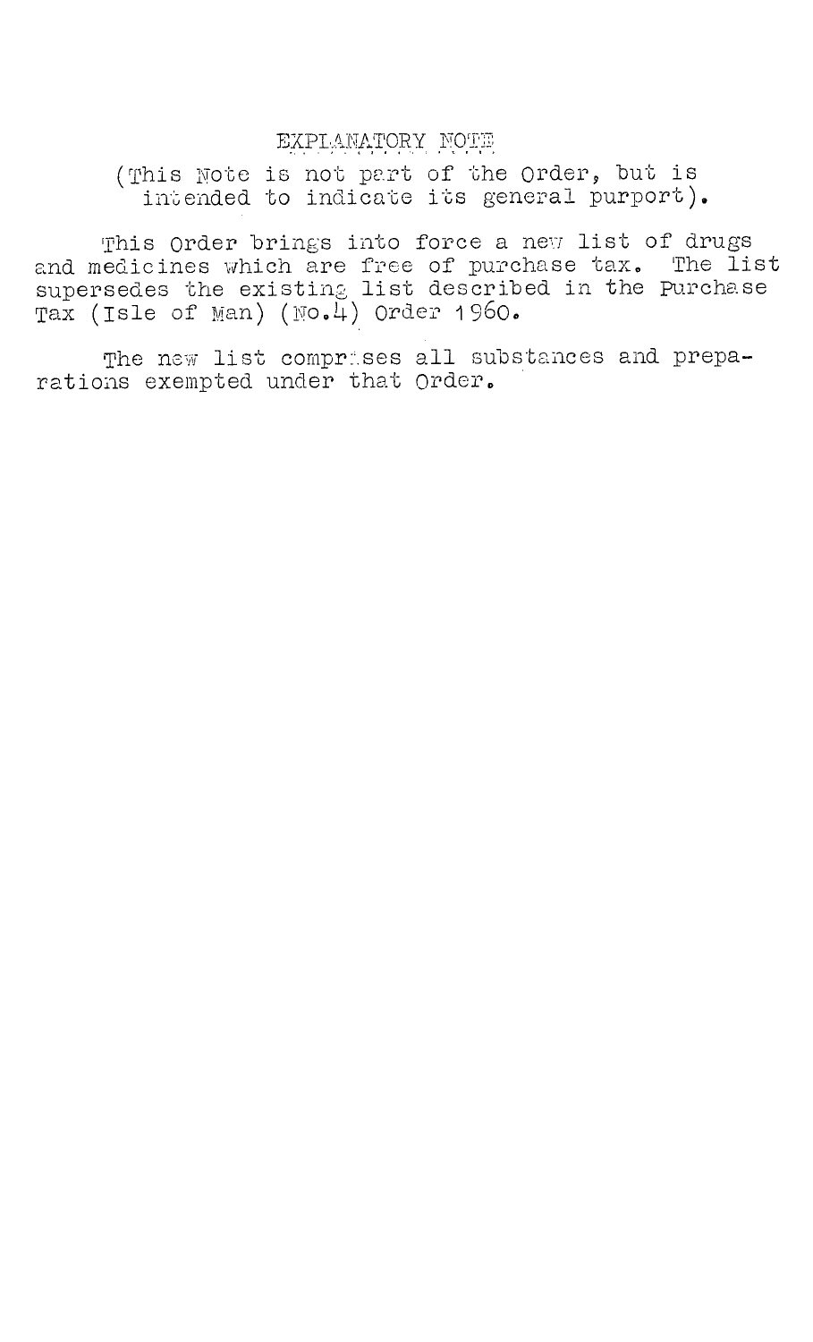# EXPLANATORY NOTE

(This Note is not part of the Order, but is intended to indicate its general purport).

This Order brings into force a new list of drugs and medicines which are free of purchase tax. The list supersedes the existing list described in the Purchase Tax (Isle of Man) (No.4) Order 1960.

The new list comprises all substances and preparations exempted under that Order.